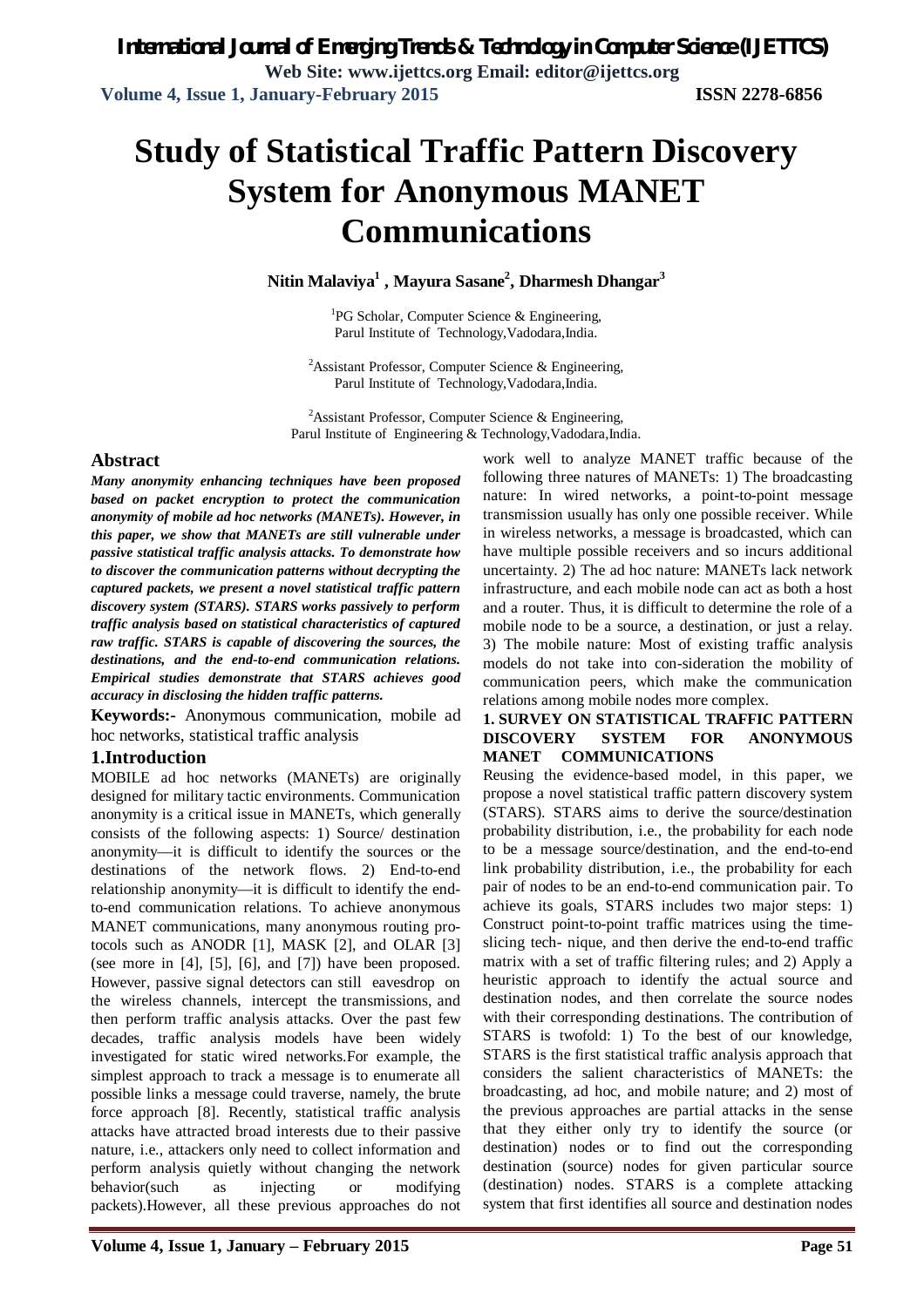# Study of Statistical Traffic Pattern Discovery System for Anonymous MANET Communications

**Nitin Malaviya[1] , Mayura Sasane[2], Dharmesh Dhangar[3]**

[1]PG Scholar, Computer Science & Engineering, Parul Institute of Technology,Vadodara,India.

[2]Assistant Professor, Computer Science & Engineering, Parul Institute of Technology,Vadodara,India.

[2]Assistant Professor, Computer Science & Engineering, Parul Institute of Engineering & Technology,Vadodara,India.

## Abstract

***Many anonymity enhancing techniques have been proposed based on packet encryption to protect the communication anonymity of mobile ad hoc networks (MANETs). However, in this paper, we show that MANETs are still vulnerable under passive statistical traffic analysis attacks. To demonstrate how to discover the communication patterns without decrypting the captured packets, we present a novel statistical traffic pattern discovery system (STARS). STARS works passively to perform traffic analysis based on statistical characteristics of captured raw traffic. STARS is capable of discovering the sources, the destinations, and the end-to-end communication relations. Empirical studies demonstrate that STARS achieves good accuracy in disclosing the hidden traffic patterns.***

**Keywords:-** Anonymous communication, mobile ad hoc networks, statistical traffic analysis

## 1.Introduction

MOBILE ad hoc networks (MANETs) are originally designed for military tactic environments. Communication anonymity is a critical issue in MANETs, which generally consists of the following aspects: 1) Source/ destination anonymity—it is difficult to identify the sources or the destinations of the network flows. 2) End-to-end relationship anonymity—it is difficult to identify the end-to-end communication relations. To achieve anonymous MANET communications, many anonymous routing pro-tocols such as ANODR [1], MASK [2], and OLAR [3] (see more in [4], [5], [6], and [7]) have been proposed. However, passive signal detectors can still eavesdrop on the wireless channels, intercept the transmissions, and then perform traffic analysis attacks. Over the past few decades, traffic analysis models have been widely investigated for static wired networks.For example, the simplest approach to track a message is to enumerate all possible links a message could traverse, namely, the brute force approach [8]. Recently, statistical traffic analysis attacks have attracted broad interests due to their passive nature, i.e., attackers only need to collect information and perform analysis quietly without changing the network behavior(such as injecting or modifying packets).However, all these previous approaches do not work well to analyze MANET traffic because of the following three natures of MANETs: 1) The broadcasting nature: In wired networks, a point-to-point message transmission usually has only one possible receiver. While in wireless networks, a message is broadcasted, which can have multiple possible receivers and so incurs additional uncertainty. 2) The ad hoc nature: MANETs lack network infrastructure, and each mobile node can act as both a host and a router. Thus, it is difficult to determine the role of a mobile node to be a source, a destination, or just a relay. 3) The mobile nature: Most of existing traffic analysis models do not take into con-sideration the mobility of communication peers, which make the communication relations among mobile nodes more complex.

## 1. SURVEY ON STATISTICAL TRAFFIC PATTERN DISCOVERY SYSTEM FOR ANONYMOUS MANET COMMUNICATIONS

Reusing the evidence-based model, in this paper, we propose a novel statistical traffic pattern discovery system (STARS). STARS aims to derive the source/destination probability distribution, i.e., the probability for each node to be a message source/destination, and the end-to-end link probability distribution, i.e., the probability for each pair of nodes to be an end-to-end communication pair. To achieve its goals, STARS includes two major steps: 1) Construct point-to-point traffic matrices using the time-slicing tech- nique, and then derive the end-to-end traffic matrix with a set of traffic filtering rules; and 2) Apply a heuristic approach to identify the actual source and destination nodes, and then correlate the source nodes with their corresponding destinations. The contribution of STARS is twofold: 1) To the best of our knowledge, STARS is the first statistical traffic analysis approach that considers the salient characteristics of MANETs: the broadcasting, ad hoc, and mobile nature; and 2) most of the previous approaches are partial attacks in the sense that they either only try to identify the source (or destination) nodes or to find out the corresponding destination (source) nodes for given particular source (destination) nodes. STARS is a complete attacking system that first identifies all source and destination nodes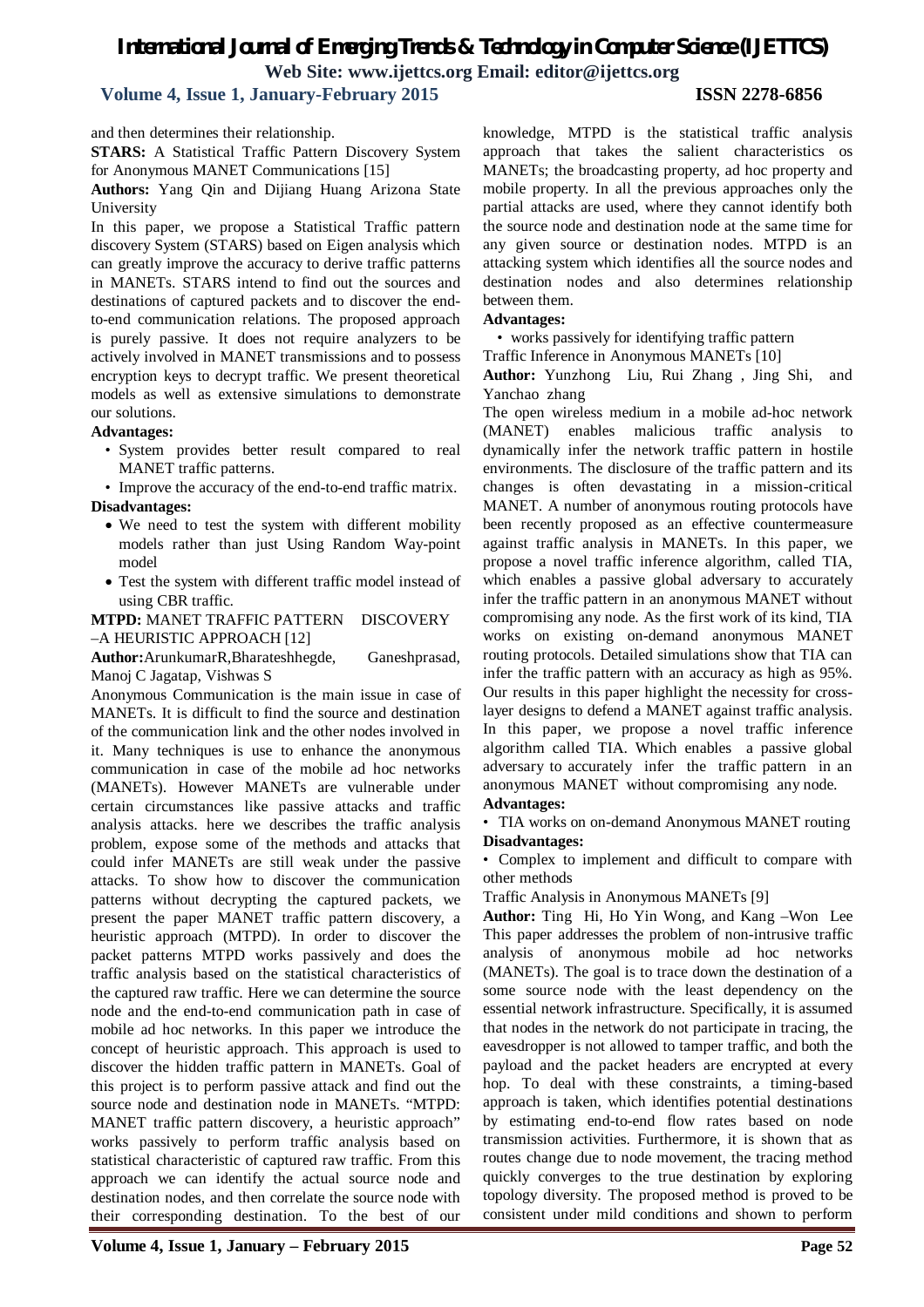and then determines their relationship.

**STARS:** A Statistical Traffic Pattern Discovery System for Anonymous MANET Communications [15]

**Authors:** Yang Qin and Dijiang Huang Arizona State University

In this paper, we propose a Statistical Traffic pattern discovery System (STARS) based on Eigen analysis which can greatly improve the accuracy to derive traffic patterns in MANETs. STARS intend to find out the sources and destinations of captured packets and to discover the end-to-end communication relations. The proposed approach is purely passive. It does not require analyzers to be actively involved in MANET transmissions and to possess encryption keys to decrypt traffic. We present theoretical models as well as extensive simulations to demonstrate our solutions.

**Advantages:**

- System provides better result compared to real MANET traffic patterns.
- Improve the accuracy of the end-to-end traffic matrix.

**Disadvantages:**

- We need to test the system with different mobility models rather than just Using Random Way-point model
- Test the system with different traffic model instead of using CBR traffic.

**MTPD:** MANET TRAFFIC PATTERN DISCOVERY –A HEURISTIC APPROACH [12]

**Author:** ArunkumarR, Bharateshhegde, Ganeshprasad, Manoj C Jagatap, Vishwas S

Anonymous Communication is the main issue in case of MANETs. It is difficult to find the source and destination of the communication link and the other nodes involved in it. Many techniques is use to enhance the anonymous communication in case of the mobile ad hoc networks (MANETs). However MANETs are vulnerable under certain circumstances like passive attacks and traffic analysis attacks. here we describes the traffic analysis problem, expose some of the methods and attacks that could infer MANETs are still weak under the passive attacks. To show how to discover the communication patterns without decrypting the captured packets, we present the paper MANET traffic pattern discovery, a heuristic approach (MTPD). In order to discover the packet patterns MTPD works passively and does the traffic analysis based on the statistical characteristics of the captured raw traffic. Here we can determine the source node and the end-to-end communication path in case of mobile ad hoc networks. In this paper we introduce the concept of heuristic approach. This approach is used to discover the hidden traffic pattern in MANETs. Goal of this project is to perform passive attack and find out the source node and destination node in MANETs. "MTPD: MANET traffic pattern discovery, a heuristic approach" works passively to perform traffic analysis based on statistical characteristic of captured raw traffic. From this approach we can identify the actual source node and destination nodes, and then correlate the source node with their corresponding destination. To the best of our knowledge, MTPD is the statistical traffic analysis approach that takes the salient characteristics os MANETs; the broadcasting property, ad hoc property and mobile property. In all the previous approaches only the partial attacks are used, where they cannot identify both the source node and destination node at the same time for any given source or destination nodes. MTPD is an attacking system which identifies all the source nodes and destination nodes and also determines relationship between them.

**Advantages:**

- works passively for identifying traffic pattern

Traffic Inference in Anonymous MANETs [10]

**Author:** Yunzhong Liu, Rui Zhang , Jing Shi, and Yanchao zhang

The open wireless medium in a mobile ad-hoc network (MANET) enables malicious traffic analysis to dynamically infer the network traffic pattern in hostile environments. The disclosure of the traffic pattern and its changes is often devastating in a mission-critical MANET. A number of anonymous routing protocols have been recently proposed as an effective countermeasure against traffic analysis in MANETs. In this paper, we propose a novel traffic inference algorithm, called TIA, which enables a passive global adversary to accurately infer the traffic pattern in an anonymous MANET without compromising any node. As the first work of its kind, TIA works on existing on-demand anonymous MANET routing protocols. Detailed simulations show that TIA can infer the traffic pattern with an accuracy as high as 95%. Our results in this paper highlight the necessity for cross-layer designs to defend a MANET against traffic analysis. In this paper, we propose a novel traffic inference algorithm called TIA. Which enables a passive global adversary to accurately infer the traffic pattern in an anonymous MANET without compromising any node.

**Advantages:**

- TIA works on on-demand Anonymous MANET routing

**Disadvantages:**

- Complex to implement and difficult to compare with other methods

Traffic Analysis in Anonymous MANETs [9]

**Author:** Ting Hi, Ho Yin Wong, and Kang –Won Lee

This paper addresses the problem of non-intrusive traffic analysis of anonymous mobile ad hoc networks (MANETs). The goal is to trace down the destination of a some source node with the least dependency on the essential network infrastructure. Specifically, it is assumed that nodes in the network do not participate in tracing, the eavesdropper is not allowed to tamper traffic, and both the payload and the packet headers are encrypted at every hop. To deal with these constraints, a timing-based approach is taken, which identifies potential destinations by estimating end-to-end flow rates based on node transmission activities. Furthermore, it is shown that as routes change due to node movement, the tracing method quickly converges to the true destination by exploring topology diversity. The proposed method is proved to be consistent under mild conditions and shown to perform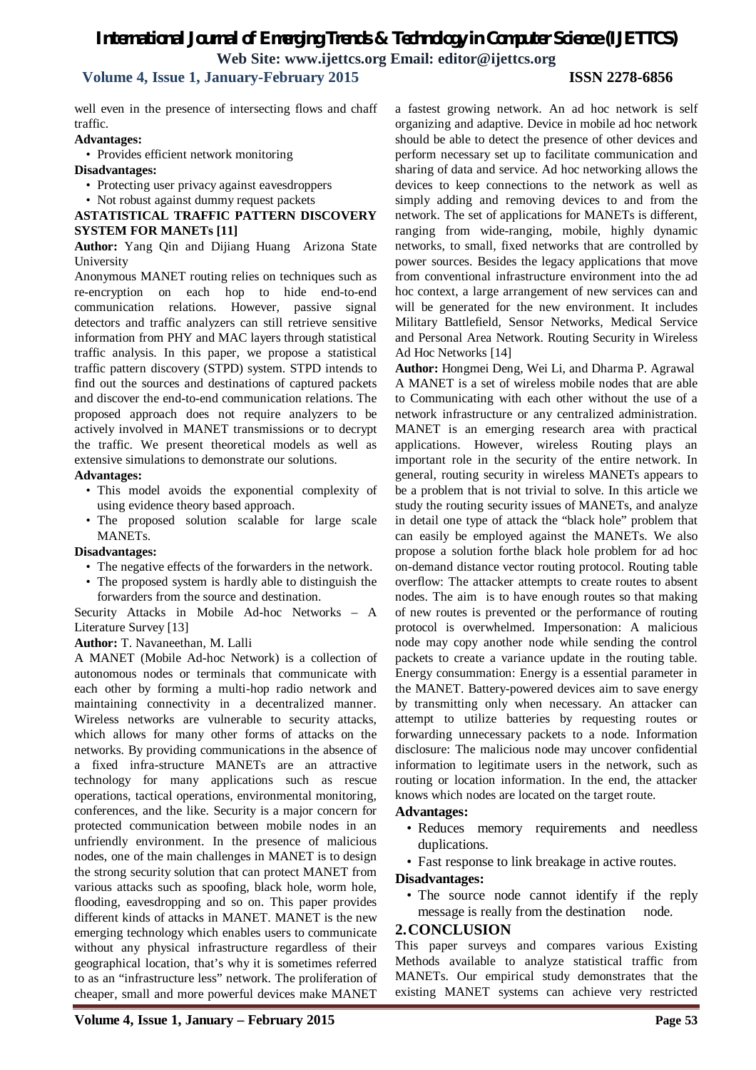well even in the presence of intersecting flows and chaff traffic.

**Advantages:**

- Provides efficient network monitoring

**Disadvantages:**

- Protecting user privacy against eavesdroppers
- Not robust against dummy request packets

**ASTATISTICAL TRAFFIC PATTERN DISCOVERY SYSTEM FOR MANETs [11]**

**Author:** Yang Qin and Dijiang Huang Arizona State University

Anonymous MANET routing relies on techniques such as re-encryption on each hop to hide end-to-end communication relations. However, passive signal detectors and traffic analyzers can still retrieve sensitive information from PHY and MAC layers through statistical traffic analysis. In this paper, we propose a statistical traffic pattern discovery (STPD) system. STPD intends to find out the sources and destinations of captured packets and discover the end-to-end communication relations. The proposed approach does not require analyzers to be actively involved in MANET transmissions or to decrypt the traffic. We present theoretical models as well as extensive simulations to demonstrate our solutions.

**Advantages:**

- This model avoids the exponential complexity of using evidence theory based approach.
- The proposed solution scalable for large scale MANETs.

**Disadvantages:**

- The negative effects of the forwarders in the network.
- The proposed system is hardly able to distinguish the forwarders from the source and destination.

Security Attacks in Mobile Ad-hoc Networks – A Literature Survey [13]

**Author:** T. Navaneethan, M. Lalli

A MANET (Mobile Ad-hoc Network) is a collection of autonomous nodes or terminals that communicate with each other by forming a multi-hop radio network and maintaining connectivity in a decentralized manner. Wireless networks are vulnerable to security attacks, which allows for many other forms of attacks on the networks. By providing communications in the absence of a fixed infra-structure MANETs are an attractive technology for many applications such as rescue operations, tactical operations, environmental monitoring, conferences, and the like. Security is a major concern for protected communication between mobile nodes in an unfriendly environment. In the presence of malicious nodes, one of the main challenges in MANET is to design the strong security solution that can protect MANET from various attacks such as spoofing, black hole, worm hole, flooding, eavesdropping and so on. This paper provides different kinds of attacks in MANET. MANET is the new emerging technology which enables users to communicate without any physical infrastructure regardless of their geographical location, that's why it is sometimes referred to as an "infrastructure less" network. The proliferation of cheaper, small and more powerful devices make MANET a fastest growing network. An ad hoc network is self organizing and adaptive. Device in mobile ad hoc network should be able to detect the presence of other devices and perform necessary set up to facilitate communication and sharing of data and service. Ad hoc networking allows the devices to keep connections to the network as well as simply adding and removing devices to and from the network. The set of applications for MANETs is different, ranging from wide-ranging, mobile, highly dynamic networks, to small, fixed networks that are controlled by power sources. Besides the legacy applications that move from conventional infrastructure environment into the ad hoc context, a large arrangement of new services can and will be generated for the new environment. It includes Military Battlefield, Sensor Networks, Medical Service and Personal Area Network. Routing Security in Wireless Ad Hoc Networks [14]

**Author:** Hongmei Deng, Wei Li, and Dharma P. Agrawal

A MANET is a set of wireless mobile nodes that are able to Communicating with each other without the use of a network infrastructure or any centralized administration. MANET is an emerging research area with practical applications. However, wireless Routing plays an important role in the security of the entire network. In general, routing security in wireless MANETs appears to be a problem that is not trivial to solve. In this article we study the routing security issues of MANETs, and analyze in detail one type of attack the "black hole" problem that can easily be employed against the MANETs. We also propose a solution forthe black hole problem for ad hoc on-demand distance vector routing protocol. Routing table overflow: The attacker attempts to create routes to absent nodes. The aim is to have enough routes so that making of new routes is prevented or the performance of routing protocol is overwhelmed. Impersonation: A malicious node may copy another node while sending the control packets to create a variance update in the routing table. Energy consummation: Energy is a essential parameter in the MANET. Battery-powered devices aim to save energy by transmitting only when necessary. An attacker can attempt to utilize batteries by requesting routes or forwarding unnecessary packets to a node. Information disclosure: The malicious node may uncover confidential information to legitimate users in the network, such as routing or location information. In the end, the attacker knows which nodes are located on the target route.

**Advantages:**

- Reduces memory requirements and needless duplications.
- Fast response to link breakage in active routes.

**Disadvantages:**

- The source node cannot identify if the reply message is really from the destination node.

## 2. CONCLUSION

This paper surveys and compares various Existing Methods available to analyze statistical traffic from MANETs. Our empirical study demonstrates that the existing MANET systems can achieve very restricted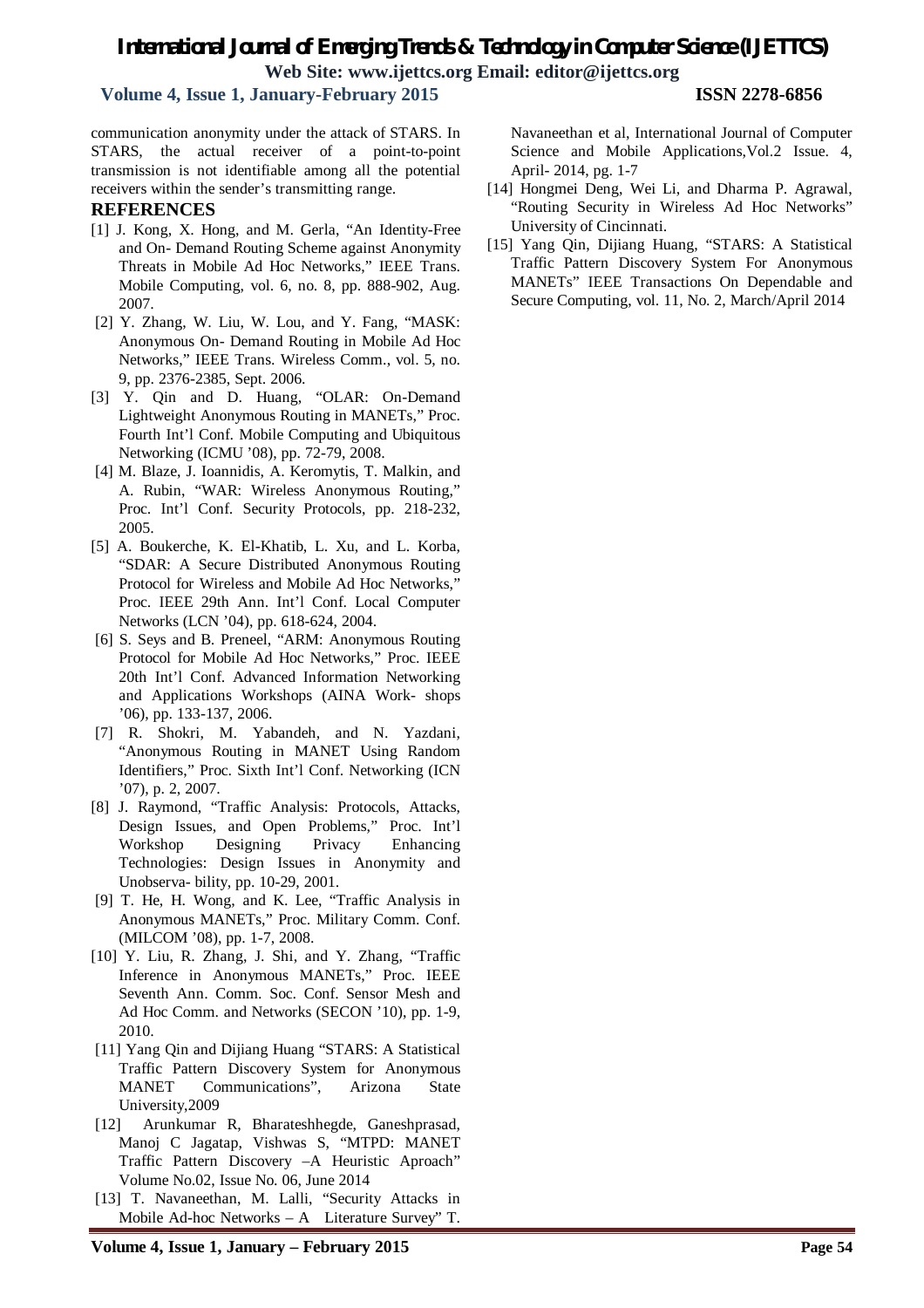communication anonymity under the attack of STARS. In STARS, the actual receiver of a point-to-point transmission is not identifiable among all the potential receivers within the sender's transmitting range.

## REFERENCES

[1] J. Kong, X. Hong, and M. Gerla, "An Identity-Free and On- Demand Routing Scheme against Anonymity Threats in Mobile Ad Hoc Networks," IEEE Trans. Mobile Computing, vol. 6, no. 8, pp. 888-902, Aug. 2007.

[2] Y. Zhang, W. Liu, W. Lou, and Y. Fang, "MASK: Anonymous On- Demand Routing in Mobile Ad Hoc Networks," IEEE Trans. Wireless Comm., vol. 5, no. 9, pp. 2376-2385, Sept. 2006.

[3] Y. Qin and D. Huang, "OLAR: On-Demand Lightweight Anonymous Routing in MANETs," Proc. Fourth Int'l Conf. Mobile Computing and Ubiquitous Networking (ICMU '08), pp. 72-79, 2008.

[4] M. Blaze, J. Ioannidis, A. Keromytis, T. Malkin, and A. Rubin, "WAR: Wireless Anonymous Routing," Proc. Int'l Conf. Security Protocols, pp. 218-232, 2005.

[5] A. Boukerche, K. El-Khatib, L. Xu, and L. Korba, "SDAR: A Secure Distributed Anonymous Routing Protocol for Wireless and Mobile Ad Hoc Networks," Proc. IEEE 29th Ann. Int'l Conf. Local Computer Networks (LCN '04), pp. 618-624, 2004.

[6] S. Seys and B. Preneel, "ARM: Anonymous Routing Protocol for Mobile Ad Hoc Networks," Proc. IEEE 20th Int'l Conf. Advanced Information Networking and Applications Workshops (AINA Work- shops '06), pp. 133-137, 2006.

[7] R. Shokri, M. Yabandeh, and N. Yazdani, "Anonymous Routing in MANET Using Random Identifiers," Proc. Sixth Int'l Conf. Networking (ICN '07), p. 2, 2007.

[8] J. Raymond, "Traffic Analysis: Protocols, Attacks, Design Issues, and Open Problems," Proc. Int'l Workshop Designing Privacy Enhancing Technologies: Design Issues in Anonymity and Unobserva- bility, pp. 10-29, 2001.

[9] T. He, H. Wong, and K. Lee, "Traffic Analysis in Anonymous MANETs," Proc. Military Comm. Conf. (MILCOM '08), pp. 1-7, 2008.

[10] Y. Liu, R. Zhang, J. Shi, and Y. Zhang, "Traffic Inference in Anonymous MANETs," Proc. IEEE Seventh Ann. Comm. Soc. Conf. Sensor Mesh and Ad Hoc Comm. and Networks (SECON '10), pp. 1-9, 2010.

[11] Yang Qin and Dijiang Huang "STARS: A Statistical Traffic Pattern Discovery System for Anonymous MANET Communications", Arizona State University,2009

[12] Arunkumar R, Bharateshhegde, Ganeshprasad, Manoj C Jagatap, Vishwas S, "MTPD: MANET Traffic Pattern Discovery –A Heuristic Aproach" Volume No.02, Issue No. 06, June 2014

[13] T. Navaneethan, M. Lalli, "Security Attacks in Mobile Ad-hoc Networks – A Literature Survey" T. Navaneethan et al, International Journal of Computer Science and Mobile Applications,Vol.2 Issue. 4, April- 2014, pg. 1-7

[14] Hongmei Deng, Wei Li, and Dharma P. Agrawal, "Routing Security in Wireless Ad Hoc Networks" University of Cincinnati.

[15] Yang Qin, Dijiang Huang, "STARS: A Statistical Traffic Pattern Discovery System For Anonymous MANETs" IEEE Transactions On Dependable and Secure Computing, vol. 11, No. 2, March/April 2014